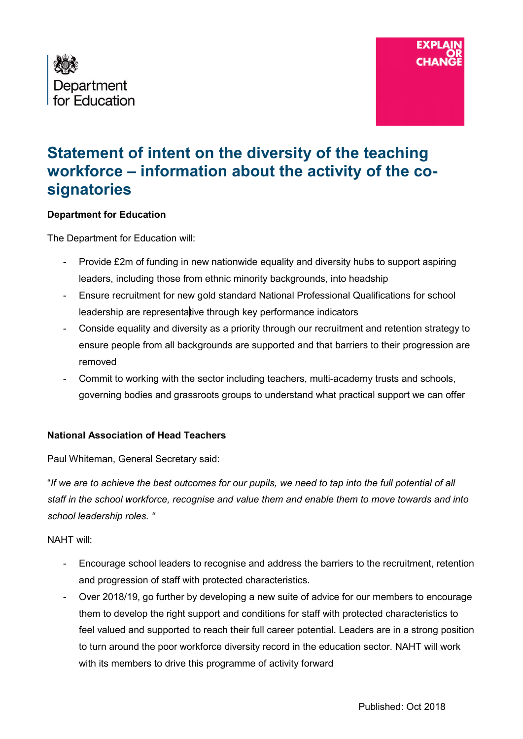Department for Education

EXPLAIN OR CHANGE

# Statement of intent on the diversity of the teaching workforce – information about the activity of the co-signatories

**Department for Education**

The Department for Education will:

- Provide £2m of funding in new nationwide equality and diversity hubs to support aspiring leaders, including those from ethnic minority backgrounds, into headship
- Ensure recruitment for new gold standard National Professional Qualifications for school leadership are representative through key performance indicators
- Conside equality and diversity as a priority through our recruitment and retention strategy to ensure people from all backgrounds are supported and that barriers to their progression are removed
- Commit to working with the sector including teachers, multi-academy trusts and schools, governing bodies and grassroots groups to understand what practical support we can offer

**National Association of Head Teachers**

Paul Whiteman, General Secretary said:

"*If we are to achieve the best outcomes for our pupils, we need to tap into the full potential of all staff in the school workforce, recognise and value them and enable them to move towards and into school leadership roles.* "

NAHT will:

- Encourage school leaders to recognise and address the barriers to the recruitment, retention and progression of staff with protected characteristics.
- Over 2018/19, go further by developing a new suite of advice for our members to encourage them to develop the right support and conditions for staff with protected characteristics to feel valued and supported to reach their full career potential. Leaders are in a strong position to turn around the poor workforce diversity record in the education sector. NAHT will work with its members to drive this programme of activity forward

Published: Oct 2018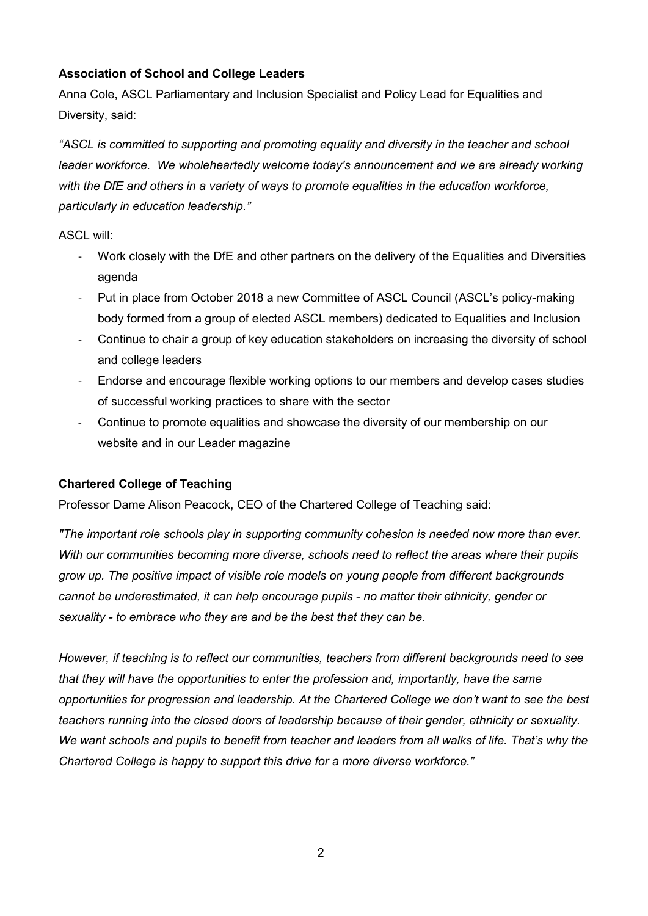**Association of School and College Leaders**

Anna Cole, ASCL Parliamentary and Inclusion Specialist and Policy Lead for Equalities and Diversity, said:

*"ASCL is committed to supporting and promoting equality and diversity in the teacher and school leader workforce. We wholeheartedly welcome today's announcement and we are already working with the DfE and others in a variety of ways to promote equalities in the education workforce, particularly in education leadership."*

ASCL will:

- Work closely with the DfE and other partners on the delivery of the Equalities and Diversities agenda
- Put in place from October 2018 a new Committee of ASCL Council (ASCL's policy-making body formed from a group of elected ASCL members) dedicated to Equalities and Inclusion
- Continue to chair a group of key education stakeholders on increasing the diversity of school and college leaders
- Endorse and encourage flexible working options to our members and develop cases studies of successful working practices to share with the sector
- Continue to promote equalities and showcase the diversity of our membership on our website and in our Leader magazine

**Chartered College of Teaching**

Professor Dame Alison Peacock, CEO of the Chartered College of Teaching said:

*"The important role schools play in supporting community cohesion is needed now more than ever. With our communities becoming more diverse, schools need to reflect the areas where their pupils grow up. The positive impact of visible role models on young people from different backgrounds cannot be underestimated, it can help encourage pupils - no matter their ethnicity, gender or sexuality - to embrace who they are and be the best that they can be.*

*However, if teaching is to reflect our communities, teachers from different backgrounds need to see that they will have the opportunities to enter the profession and, importantly, have the same opportunities for progression and leadership. At the Chartered College we don't want to see the best teachers running into the closed doors of leadership because of their gender, ethnicity or sexuality. We want schools and pupils to benefit from teacher and leaders from all walks of life. That's why the Chartered College is happy to support this drive for a more diverse workforce."*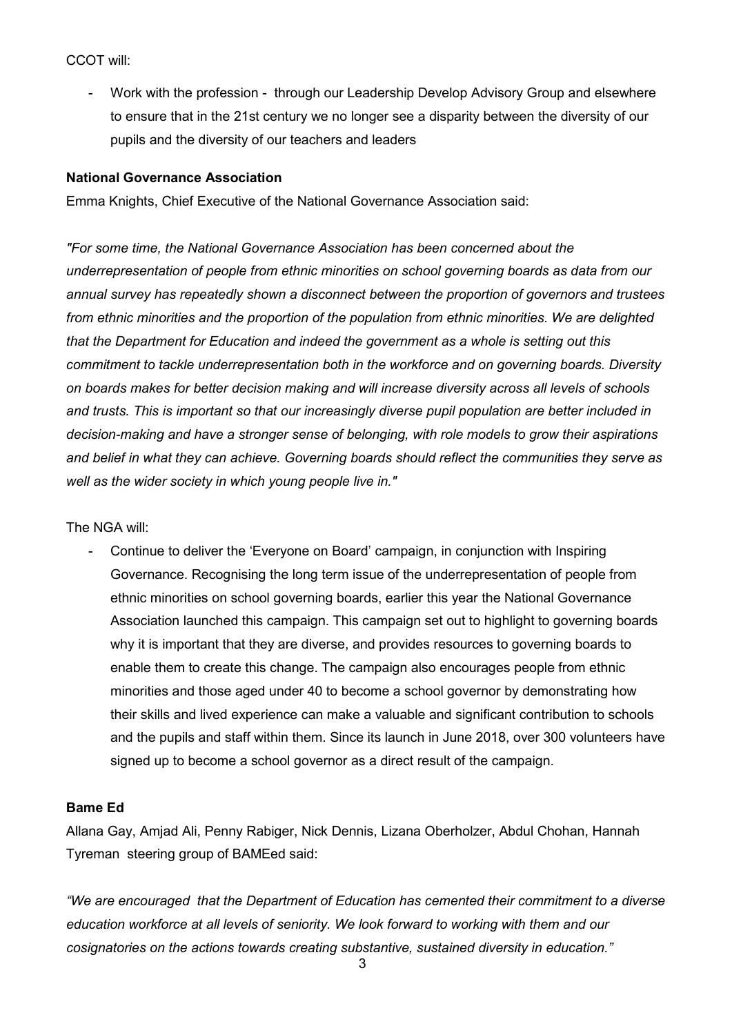CCOT will:

- Work with the profession - through our Leadership Develop Advisory Group and elsewhere to ensure that in the 21st century we no longer see a disparity between the diversity of our pupils and the diversity of our teachers and leaders

**National Governance Association**

Emma Knights, Chief Executive of the National Governance Association said:

*"For some time, the National Governance Association has been concerned about the underrepresentation of people from ethnic minorities on school governing boards as data from our annual survey has repeatedly shown a disconnect between the proportion of governors and trustees from ethnic minorities and the proportion of the population from ethnic minorities. We are delighted that the Department for Education and indeed the government as a whole is setting out this commitment to tackle underrepresentation both in the workforce and on governing boards. Diversity on boards makes for better decision making and will increase diversity across all levels of schools and trusts. This is important so that our increasingly diverse pupil population are better included in decision-making and have a stronger sense of belonging, with role models to grow their aspirations and belief in what they can achieve. Governing boards should reflect the communities they serve as well as the wider society in which young people live in."*

The NGA will:

- Continue to deliver the 'Everyone on Board' campaign, in conjunction with Inspiring Governance. Recognising the long term issue of the underrepresentation of people from ethnic minorities on school governing boards, earlier this year the National Governance Association launched this campaign. This campaign set out to highlight to governing boards why it is important that they are diverse, and provides resources to governing boards to enable them to create this change. The campaign also encourages people from ethnic minorities and those aged under 40 to become a school governor by demonstrating how their skills and lived experience can make a valuable and significant contribution to schools and the pupils and staff within them. Since its launch in June 2018, over 300 volunteers have signed up to become a school governor as a direct result of the campaign.

**Bame Ed**

Allana Gay, Amjad Ali, Penny Rabiger, Nick Dennis, Lizana Oberholzer, Abdul Chohan, Hannah Tyreman steering group of BAMEed said:

*"We are encouraged that the Department of Education has cemented their commitment to a diverse education workforce at all levels of seniority. We look forward to working with them and our cosignatories on the actions towards creating substantive, sustained diversity in education."*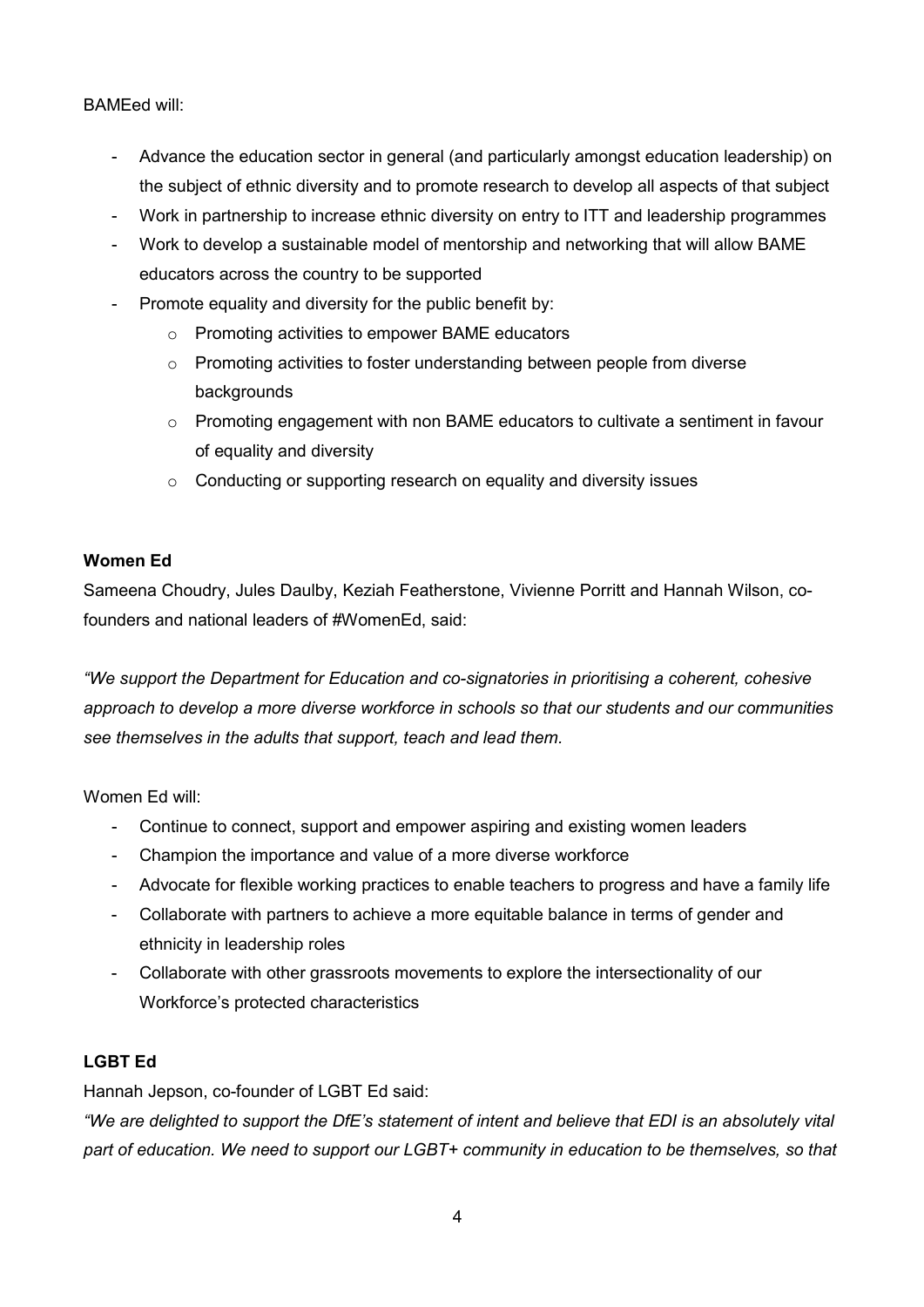BAMEed will:

- Advance the education sector in general (and particularly amongst education leadership) on the subject of ethnic diversity and to promote research to develop all aspects of that subject
- Work in partnership to increase ethnic diversity on entry to ITT and leadership programmes
- Work to develop a sustainable model of mentorship and networking that will allow BAME educators across the country to be supported
- Promote equality and diversity for the public benefit by:
    - Promoting activities to empower BAME educators
    - Promoting activities to foster understanding between people from diverse backgrounds
    - Promoting engagement with non BAME educators to cultivate a sentiment in favour of equality and diversity
    - Conducting or supporting research on equality and diversity issues

**Women Ed**

Sameena Choudry, Jules Daulby, Keziah Featherstone, Vivienne Porritt and Hannah Wilson, co-founders and national leaders of #WomenEd, said:

*"We support the Department for Education and co-signatories in prioritising a coherent, cohesive approach to develop a more diverse workforce in schools so that our students and our communities see themselves in the adults that support, teach and lead them.*

Women Ed will:

- Continue to connect, support and empower aspiring and existing women leaders
- Champion the importance and value of a more diverse workforce
- Advocate for flexible working practices to enable teachers to progress and have a family life
- Collaborate with partners to achieve a more equitable balance in terms of gender and ethnicity in leadership roles
- Collaborate with other grassroots movements to explore the intersectionality of our Workforce's protected characteristics

**LGBT Ed**

Hannah Jepson, co-founder of LGBT Ed said:

*"We are delighted to support the DfE's statement of intent and believe that EDI is an absolutely vital part of education. We need to support our LGBT+ community in education to be themselves, so that*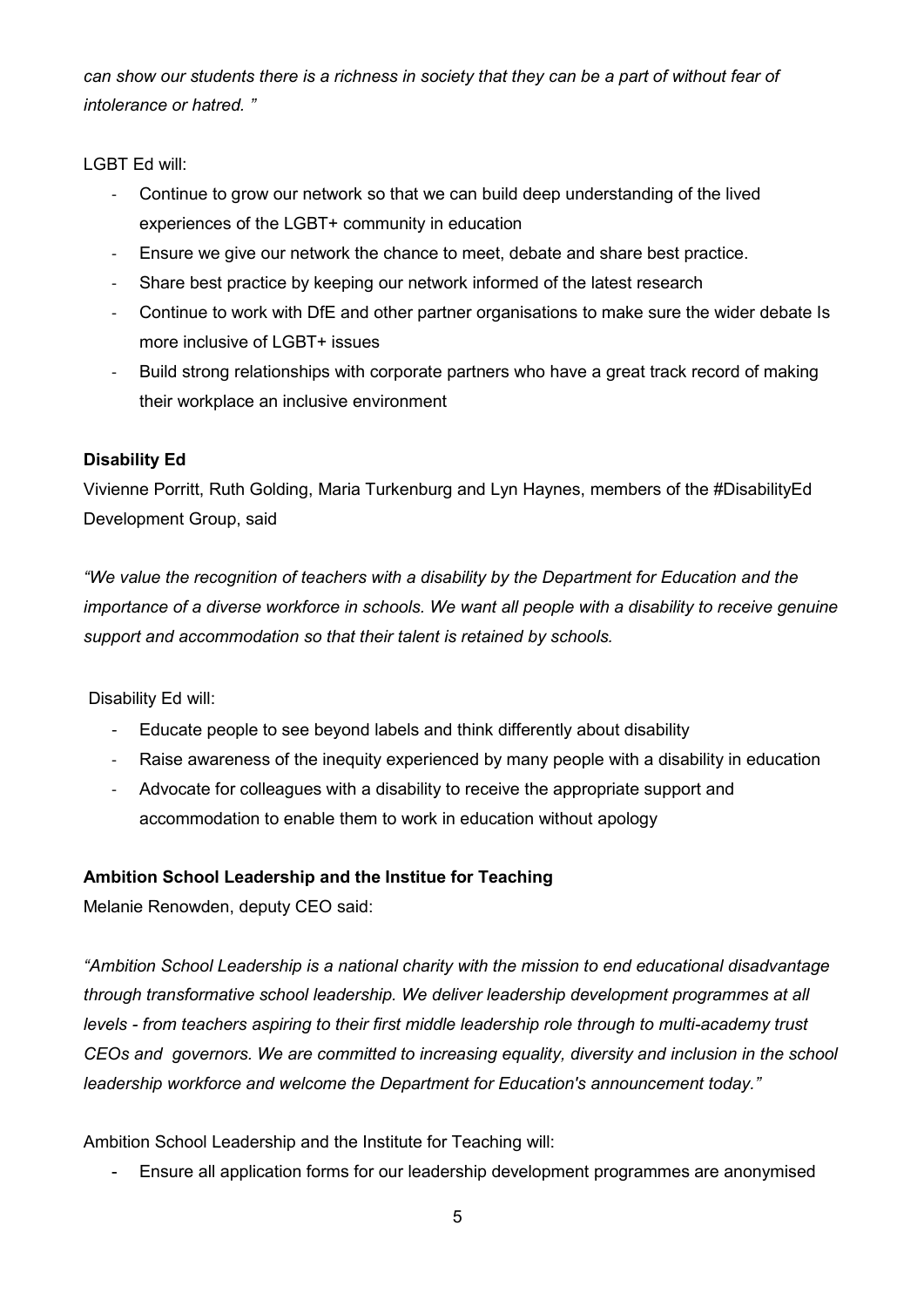*can show our students there is a richness in society that they can be a part of without fear of intolerance or hatred. "*

LGBT Ed will:

- Continue to grow our network so that we can build deep understanding of the lived experiences of the LGBT+ community in education
- Ensure we give our network the chance to meet, debate and share best practice.
- Share best practice by keeping our network informed of the latest research
- Continue to work with DfE and other partner organisations to make sure the wider debate Is more inclusive of LGBT+ issues
- Build strong relationships with corporate partners who have a great track record of making their workplace an inclusive environment

**Disability Ed**

Vivienne Porritt, Ruth Golding, Maria Turkenburg and Lyn Haynes, members of the #DisabilityEd Development Group, said

*"We value the recognition of teachers with a disability by the Department for Education and the importance of a diverse workforce in schools. We want all people with a disability to receive genuine support and accommodation so that their talent is retained by schools.*

Disability Ed will:

- Educate people to see beyond labels and think differently about disability
- Raise awareness of the inequity experienced by many people with a disability in education
- Advocate for colleagues with a disability to receive the appropriate support and accommodation to enable them to work in education without apology

**Ambition School Leadership and the Institue for Teaching**

Melanie Renowden, deputy CEO said:

*"Ambition School Leadership is a national charity with the mission to end educational disadvantage through transformative school leadership. We deliver leadership development programmes at all levels - from teachers aspiring to their first middle leadership role through to multi-academy trust CEOs and governors. We are committed to increasing equality, diversity and inclusion in the school leadership workforce and welcome the Department for Education's announcement today."*

Ambition School Leadership and the Institute for Teaching will:

- Ensure all application forms for our leadership development programmes are anonymised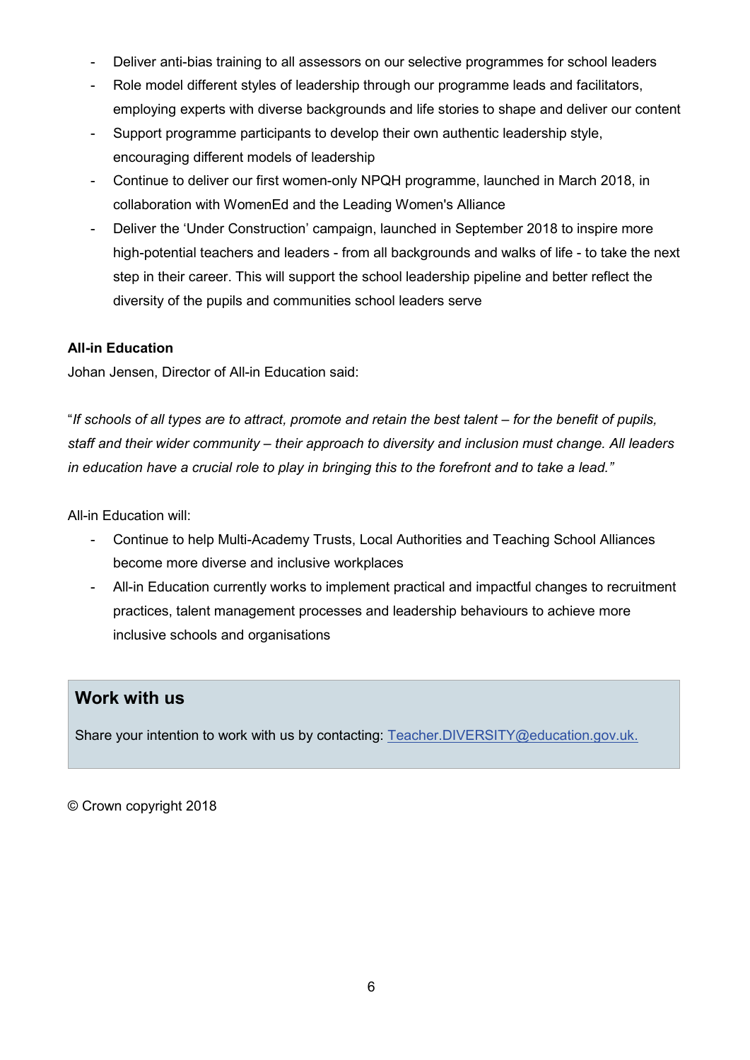- Deliver anti-bias training to all assessors on our selective programmes for school leaders
- Role model different styles of leadership through our programme leads and facilitators, employing experts with diverse backgrounds and life stories to shape and deliver our content
- Support programme participants to develop their own authentic leadership style, encouraging different models of leadership
- Continue to deliver our first women-only NPQH programme, launched in March 2018, in collaboration with WomenEd and the Leading Women's Alliance
- Deliver the 'Under Construction' campaign, launched in September 2018 to inspire more high-potential teachers and leaders - from all backgrounds and walks of life - to take the next step in their career. This will support the school leadership pipeline and better reflect the diversity of the pupils and communities school leaders serve

**All-in Education**

Johan Jensen, Director of All-in Education said:

"*If schools of all types are to attract, promote and retain the best talent – for the benefit of pupils, staff and their wider community – their approach to diversity and inclusion must change. All leaders in education have a crucial role to play in bringing this to the forefront and to take a lead."*

All-in Education will:

- Continue to help Multi-Academy Trusts, Local Authorities and Teaching School Alliances become more diverse and inclusive workplaces
- All-in Education currently works to implement practical and impactful changes to recruitment practices, talent management processes and leadership behaviours to achieve more inclusive schools and organisations

## Work with us

Share your intention to work with us by contacting: Teacher.DIVERSITY@education.gov.uk.

© Crown copyright 2018